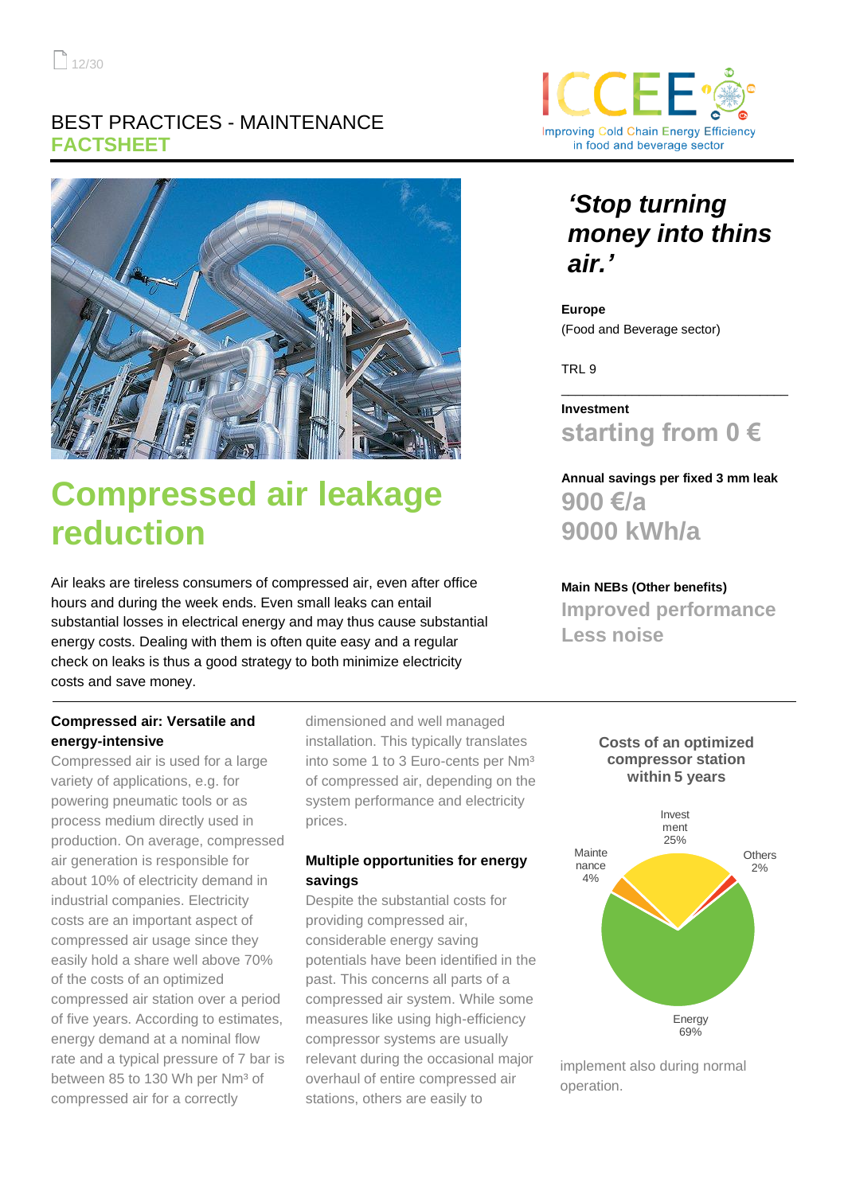BEST PRACTICES - MAINTENANCE
**FACTSHEET**

# Compressed air leakage reduction

Air leaks are tireless consumers of compressed air, even after office hours and during the week ends. Even small leaks can entail substantial losses in electrical energy and may thus cause substantial energy costs. Dealing with them is often quite easy and a regular check on leaks is thus a good strategy to both minimize electricity costs and save money.

## *'Stop turning money into thins air.'*

**Europe**
(Food and Beverage sector)

TRL 9

**Investment**
**starting from 0 €**

**Annual savings per fixed 3 mm leak**
**900 €/a**
**9000 kWh/a**

**Main NEBs (Other benefits)**
**Improved performance**
**Less noise**

### Compressed air: Versatile and energy-intensive

Compressed air is used for a large variety of applications, e.g. for powering pneumatic tools or as process medium directly used in production. On average, compressed air generation is responsible for about 10% of electricity demand in industrial companies. Electricity costs are an important aspect of compressed air usage since they easily hold a share well above 70% of the costs of an optimized compressed air station over a period of five years. According to estimates, energy demand at a nominal flow rate and a typical pressure of 7 bar is between 85 to 130 Wh per Nm³ of compressed air for a correctly dimensioned and well managed installation. This typically translates into some 1 to 3 Euro-cents per Nm³ of compressed air, depending on the system performance and electricity prices.

### Multiple opportunities for energy savings

Despite the substantial costs for providing compressed air, considerable energy saving potentials have been identified in the past. This concerns all parts of a compressed air system. While some measures like using high-efficiency compressor systems are usually relevant during the occasional major overhaul of entire compressed air stations, others are easily to implement also during normal operation.

**Costs of an optimized compressor station within 5 years**

| Cost component | Share |
|---|---|
| Investment | 25% |
| Maintenance | 4% |
| Energy | 69% |
| Others | 2% |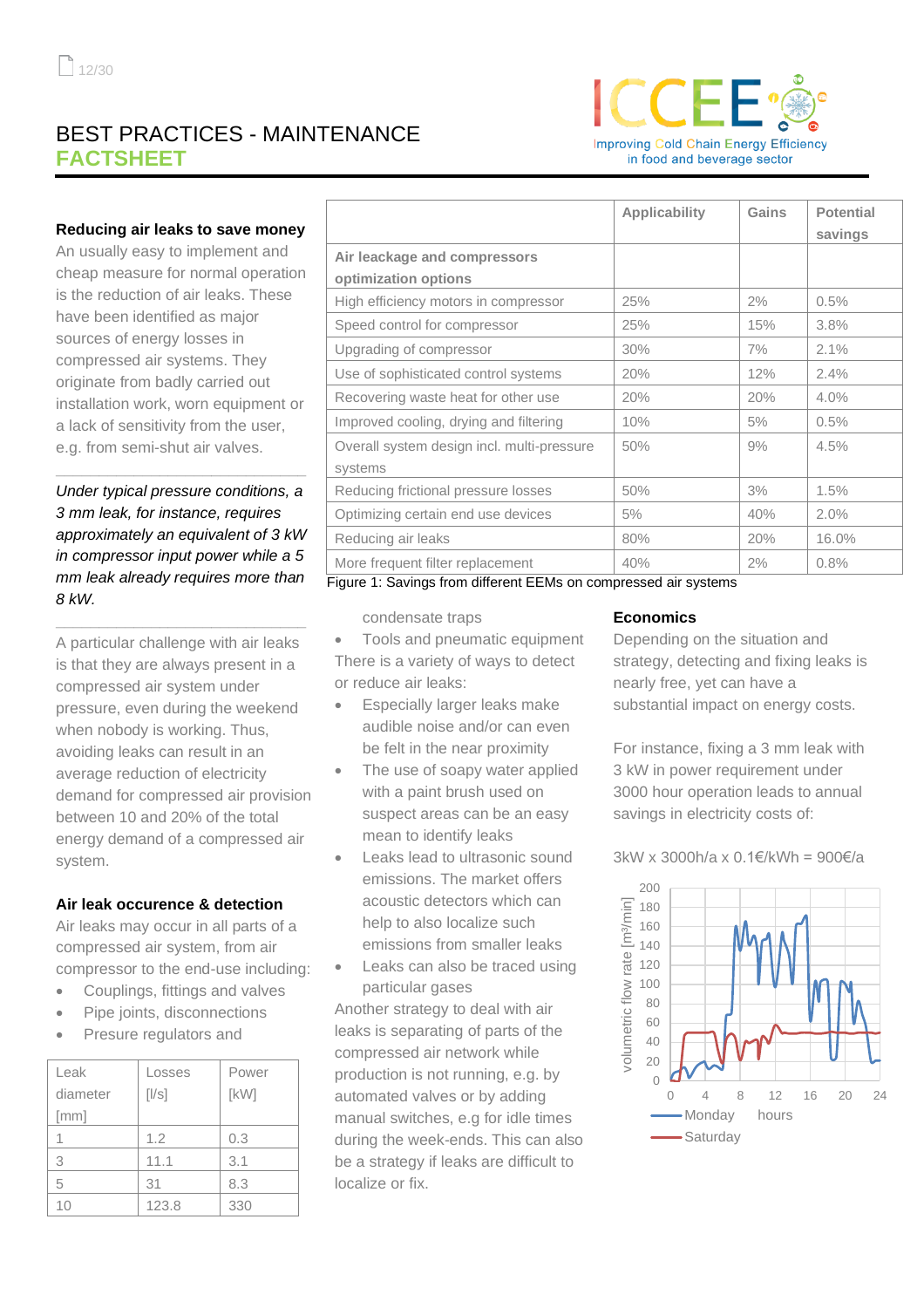# BEST PRACTICES - MAINTENANCE
## FACTSHEET

### Reducing air leaks to save money

An usually easy to implement and cheap measure for normal operation is the reduction of air leaks. These have been identified as major sources of energy losses in compressed air systems. They originate from badly carried out installation work, worn equipment or a lack of sensitivity from the user, e.g. from semi-shut air valves.

*Under typical pressure conditions, a 3 mm leak, for instance, requires approximately an equivalent of 3 kW in compressor input power while a 5 mm leak already requires more than 8 kW.*

A particular challenge with air leaks is that they are always present in a compressed air system under pressure, even during the weekend when nobody is working. Thus, avoiding leaks can result in an average reduction of electricity demand for compressed air provision between 10 and 20% of the total energy demand of a compressed air system.

### Air leak occurence & detection

Air leaks may occur in all parts of a compressed air system, from air compressor to the end-use including:

- Couplings, fittings and valves
- Pipe joints, disconnections
- Presure regulators and condensate traps
- Tools and pneumatic equipment

| Leak diameter [mm] | Losses [l/s] | Power [kW] |
|---|---|---|
| 1 | 1.2 | 0.3 |
| 3 | 11.1 | 3.1 |
| 5 | 31 | 8.3 |
| 10 | 123.8 | 330 |

| | Applicability | Gains | Potential savings |
|---|---|---|---|
| **Air leackage and compressors optimization options** | | | |
| High efficiency motors in compressor | 25% | 2% | 0.5% |
| Speed control for compressor | 25% | 15% | 3.8% |
| Upgrading of compressor | 30% | 7% | 2.1% |
| Use of sophisticated control systems | 20% | 12% | 2.4% |
| Recovering waste heat for other use | 20% | 20% | 4.0% |
| Improved cooling, drying and filtering | 10% | 5% | 0.5% |
| Overall system design incl. multi-pressure systems | 50% | 9% | 4.5% |
| Reducing frictional pressure losses | 50% | 3% | 1.5% |
| Optimizing certain end use devices | 5% | 40% | 2.0% |
| Reducing air leaks | 80% | 20% | 16.0% |
| More frequent filter replacement | 40% | 2% | 0.8% |

Figure 1: Savings from different EEMs on compressed air systems

There is a variety of ways to detect or reduce air leaks:

- Especially larger leaks make audible noise and/or can even be felt in the near proximity
- The use of soapy water applied with a paint brush used on suspect areas can be an easy mean to identify leaks
- Leaks lead to ultrasonic sound emissions. The market offers acoustic detectors which can help to also localize such emissions from smaller leaks
- Leaks can also be traced using particular gases

Another strategy to deal with air leaks is separating of parts of the compressed air network while production is not running, e.g. by automated valves or by adding manual switches, e.g for idle times during the week-ends. This can also be a strategy if leaks are difficult to localize or fix.

### Economics

Depending on the situation and strategy, detecting and fixing leaks is nearly free, yet can have a substantial impact on energy costs.

For instance, fixing a 3 mm leak with 3 kW in power requirement under 3000 hour operation leads to annual savings in electricity costs of:

3kW x 3000h/a x 0.1€/kWh = 900€/a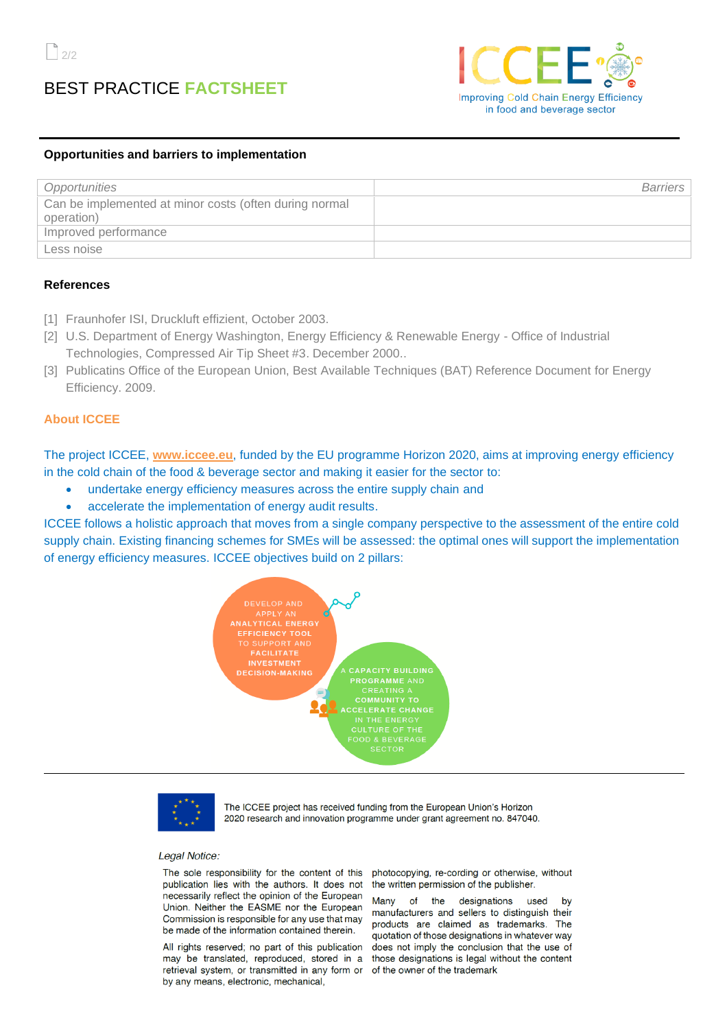BEST PRACTICE FACTSHEET

### Opportunities and barriers to implementation

| Opportunities | Barriers |
| --- | --- |
| Can be implemented at minor costs (often during normal operation) | |
| Improved performance | |
| Less noise | |

### References

[1] Fraunhofer ISI, Druckluft effizient, October 2003.
[2] U.S. Department of Energy Washington, Energy Efficiency & Renewable Energy - Office of Industrial Technologies, Compressed Air Tip Sheet #3. December 2000..
[3] Publicatins Office of the European Union, Best Available Techniques (BAT) Reference Document for Energy Efficiency. 2009.

### About ICCEE

The project ICCEE, **www.iccee.eu**, funded by the EU programme Horizon 2020, aims at improving energy efficiency in the cold chain of the food & beverage sector and making it easier for the sector to:

- undertake energy efficiency measures across the entire supply chain and
- accelerate the implementation of energy audit results.

ICCEE follows a holistic approach that moves from a single company perspective to the assessment of the entire cold supply chain. Existing financing schemes for SMEs will be assessed: the optimal ones will support the implementation of energy efficiency measures. ICCEE objectives build on 2 pillars:

DEVELOP AND APPLY AN **ANALYTICAL ENERGY EFFICIENCY TOOL** TO SUPPORT AND **FACILITATE INVESTMENT DECISION-MAKING**

A **CAPACITY BUILDING PROGRAMME** AND CREATING A **COMMUNITY TO ACCELERATE CHANGE** IN THE ENERGY CULTURE OF THE FOOD & BEVERAGE SECTOR

---

The ICCEE project has received funding from the European Union's Horizon 2020 research and innovation programme under grant agreement no. 847040.

*Legal Notice:*

The sole responsibility for the content of this publication lies with the authors. It does not necessarily reflect the opinion of the European Union. Neither the EASME nor the European Commission is responsible for any use that may be made of the information contained therein.

All rights reserved; no part of this publication may be translated, reproduced, stored in a retrieval system, or transmitted in any form or by any means, electronic, mechanical, photocopying, re-cording or otherwise, without the written permission of the publisher.

Many of the designations used by manufacturers and sellers to distinguish their products are claimed as trademarks. The quotation of those designations in whatever way does not imply the conclusion that the use of those designations is legal without the content of the owner of the trademark